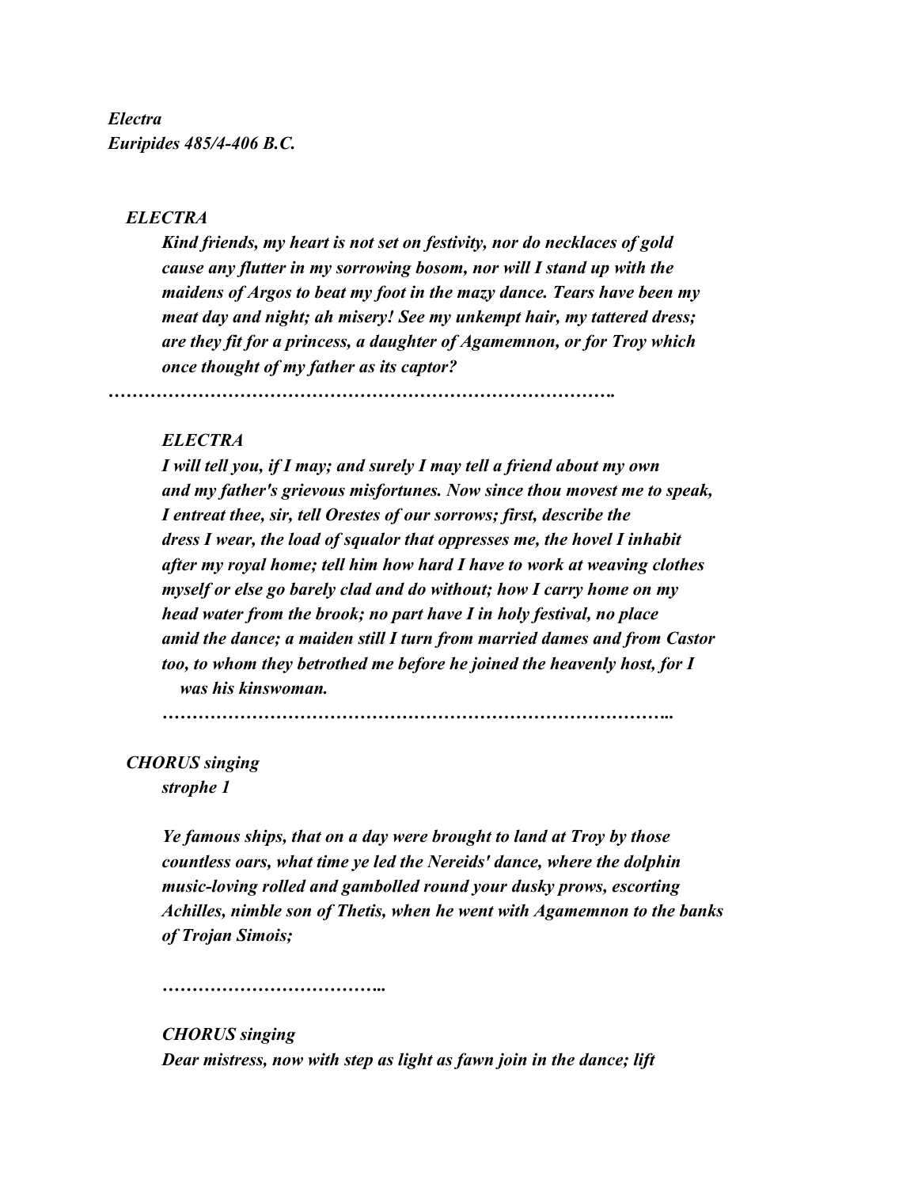***Electra***
***Euripides 485/4-406 B.C.***

***ELECTRA***

***Kind friends, my heart is not set on festivity, nor do necklaces of gold cause any flutter in my sorrowing bosom, nor will I stand up with the maidens of Argos to beat my foot in the mazy dance. Tears have been my meat day and night; ah misery! See my unkempt hair, my tattered dress; are they fit for a princess, a daughter of Agamemnon, or for Troy which once thought of my father as its captor?***

**…………………………………………………………………………….**

***ELECTRA***

***I will tell you, if I may; and surely I may tell a friend about my own and my father's grievous misfortunes. Now since thou movest me to speak, I entreat thee, sir, tell Orestes of our sorrows; first, describe the dress I wear, the load of squalor that oppresses me, the hovel I inhabit after my royal home; tell him how hard I have to work at weaving clothes myself or else go barely clad and do without; how I carry home on my head water from the brook; no part have I in holy festival, no place amid the dance; a maiden still I turn from married dames and from Castor too, to whom they betrothed me before he joined the heavenly host, for I was his kinswoman.***

***……………………………………………………………………………..***

***CHORUS singing***

***strophe 1***

***Ye famous ships, that on a day were brought to land at Troy by those countless oars, what time ye led the Nereids' dance, where the dolphin music-loving rolled and gambolled round your dusky prows, escorting Achilles, nimble son of Thetis, when he went with Agamemnon to the banks of Trojan Simois;***

***………………………………..***

***CHORUS singing***

***Dear mistress, now with step as light as fawn join in the dance; lift***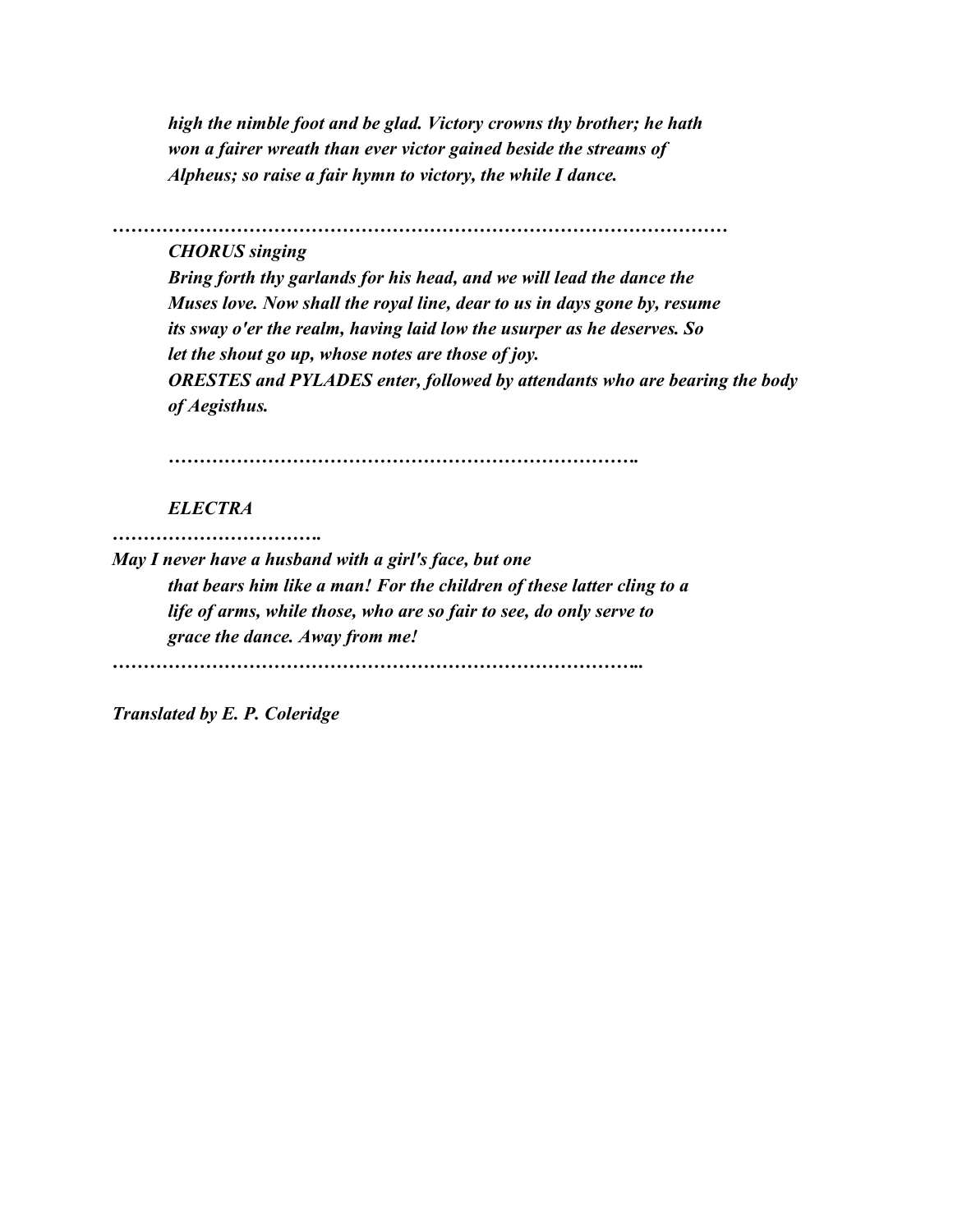*high the nimble foot and be glad. Victory crowns thy brother; he hath won a fairer wreath than ever victor gained beside the streams of Alpheus; so raise a fair hymn to victory, the while I dance.*

***………………………………………………………………………………………***

***CHORUS singing***

***Bring forth thy garlands for his head, and we will lead the dance the Muses love. Now shall the royal line, dear to us in days gone by, resume its sway o'er the realm, having laid low the usurper as he deserves. So let the shout go up, whose notes are those of joy.***

***ORESTES and PYLADES enter, followed by attendants who are bearing the body of Aegisthus.***

***……………………………………………………………………….***

***ELECTRA***

***…………………………….***

***May I never have a husband with a girl's face, but one that bears him like a man! For the children of these latter cling to a life of arms, while those, who are so fair to see, do only serve to grace the dance. Away from me!***

***…………………………………………………………………………..***

***Translated by E. P. Coleridge***